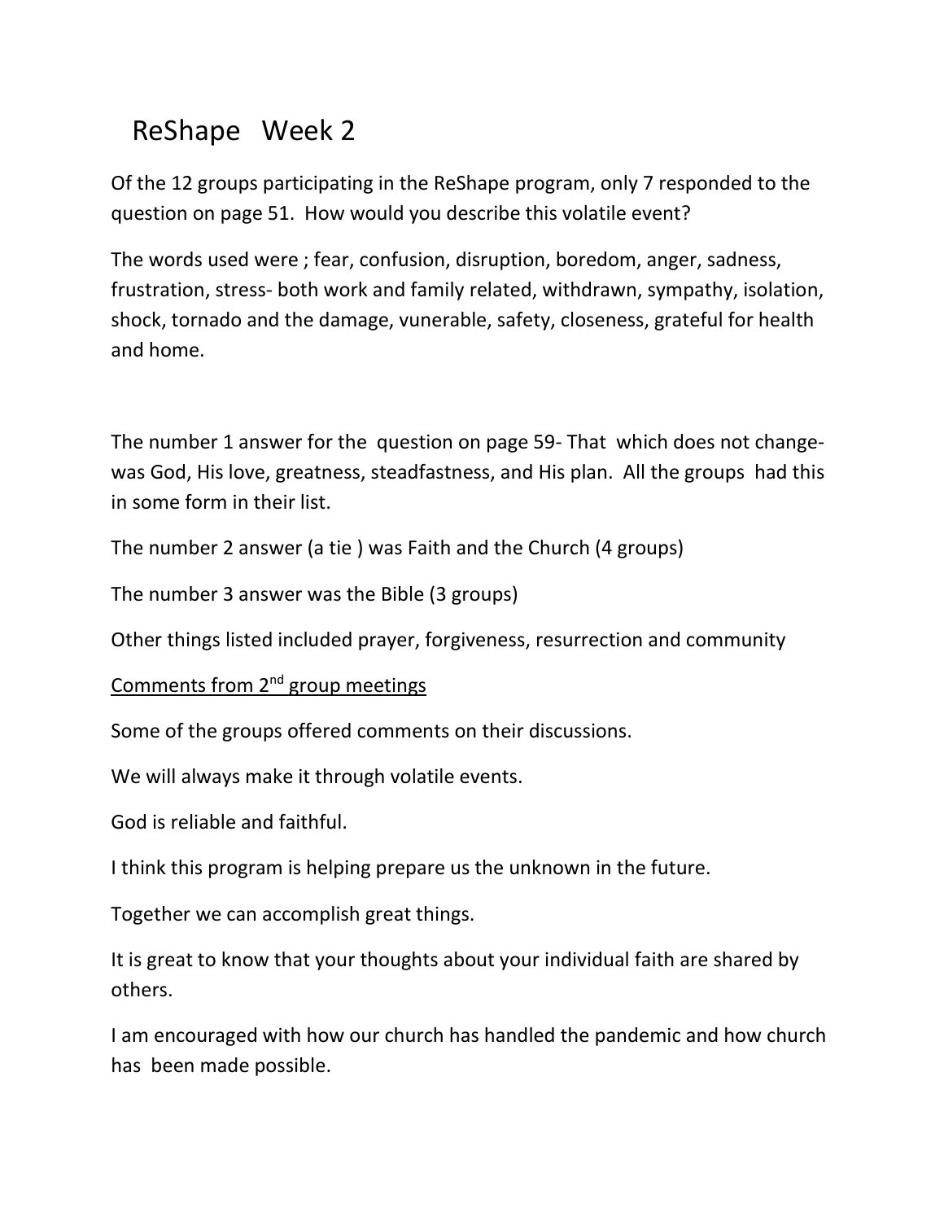# ReShape Week 2

Of the 12 groups participating in the ReShape program, only 7 responded to the question on page 51. How would you describe this volatile event?

The words used were ; fear, confusion, disruption, boredom, anger, sadness, frustration, stress- both work and family related, withdrawn, sympathy, isolation, shock, tornado and the damage, vunerable, safety, closeness, grateful for health and home.

The number 1 answer for the question on page 59- That which does not change- was God, His love, greatness, steadfastness, and His plan. All the groups had this in some form in their list.

The number 2 answer (a tie ) was Faith and the Church (4 groups)

The number 3 answer was the Bible (3 groups)

Other things listed included prayer, forgiveness, resurrection and community

<u>Comments from 2nd group meetings</u>

Some of the groups offered comments on their discussions.

We will always make it through volatile events.

God is reliable and faithful.

I think this program is helping prepare us the unknown in the future.

Together we can accomplish great things.

It is great to know that your thoughts about your individual faith are shared by others.

I am encouraged with how our church has handled the pandemic and how church has been made possible.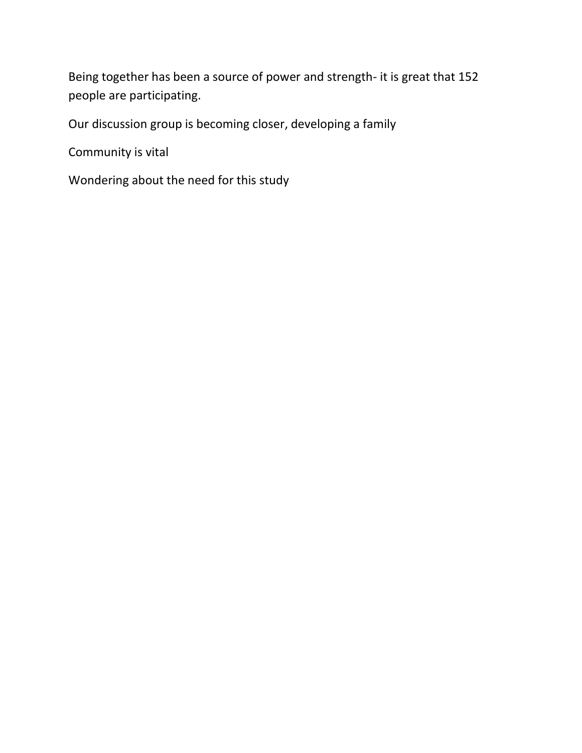Being together has been a source of power and strength- it is great that 152 people are participating.

Our discussion group is becoming closer, developing a family

Community is vital

Wondering about the need for this study